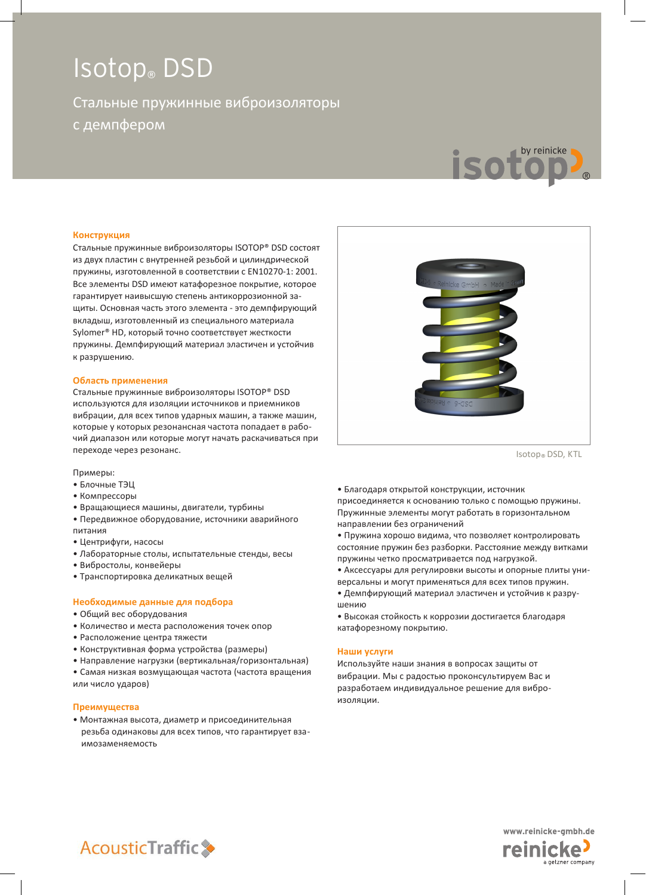# Isotop® DSD

## Стальные пружинные виброизоляторы с демпфером

### Конструкция

Стальные пружинные виброизоляторы ISOTOP® DSD состоят из двух пластин с внутренней резьбой и цилиндрической пружины, изготовленной в соответствии с EN10270-1: 2001. Все элементы DSD имеют катафорезное покрытие, которое гарантирует наивысшую степень антикоррозионной защиты. Основная часть этого элемента - это демпфирующий вкладыш, изготовленный из специального материала Sylomer® HD, который точно соответствует жесткости пружины. Демпфирующий материал эластичен и устойчив к разрушению.

### Область применения

Стальные пружинные виброизоляторы ISOTOP® DSD используются для изоляции источников и приемников вибрации, для всех типов ударных машин, а также машин, которые у которых резонансная частота попадает в рабочий диапазон или которые могут начать раскачиваться при переходе через резонанс.

Примеры:

- Блочные ТЭЦ
- Компрессоры
- Вращающиеся машины, двигатели, турбины
- Передвижное оборудование, источники аварийного питания
- Центрифуги, насосы
- Лабораторные столы, испытательные стенды, весы
- Вибростолы, конвейеры
- Транспортировка деликатных вещей

### Необходимые данные для подбора

- Общий вес оборудования
- Количество и места расположения точек опор
- Расположение центра тяжести
- Конструктивная форма устройства (размеры)
- Направление нагрузки (вертикальная/горизонтальная)
- Самая низкая возмущающая частота (частота вращения или число ударов)

### Преимущества

- Монтажная высота, диаметр и присоединительная резьба одинаковы для всех типов, что гарантирует взаимозаменяемость
- Благодаря открытой конструкции, источник присоединяется к основанию только с помощью пружины. Пружинные элементы могут работать в горизонтальном направлении без ограничений
- Пружина хорошо видима, что позволяет контролировать состояние пружин без разборки. Расстояние между витками пружины четко просматривается под нагрузкой.
- Аксессуары для регулировки высоты и опорные плиты универсальны и могут применяться для всех типов пружин.
- Демпфирующий материал эластичен и устойчив к разрушению
- Высокая стойкость к коррозии достигается благодаря катафорезному покрытию.

Isotop® DSD, KTL

### Наши услуги

Используйте наши знания в вопросах защиты от вибрации. Мы с радостью проконсультируем Вас и разработаем индивидуальное решение для виброизоляции.

www.reinicke-gmbh.de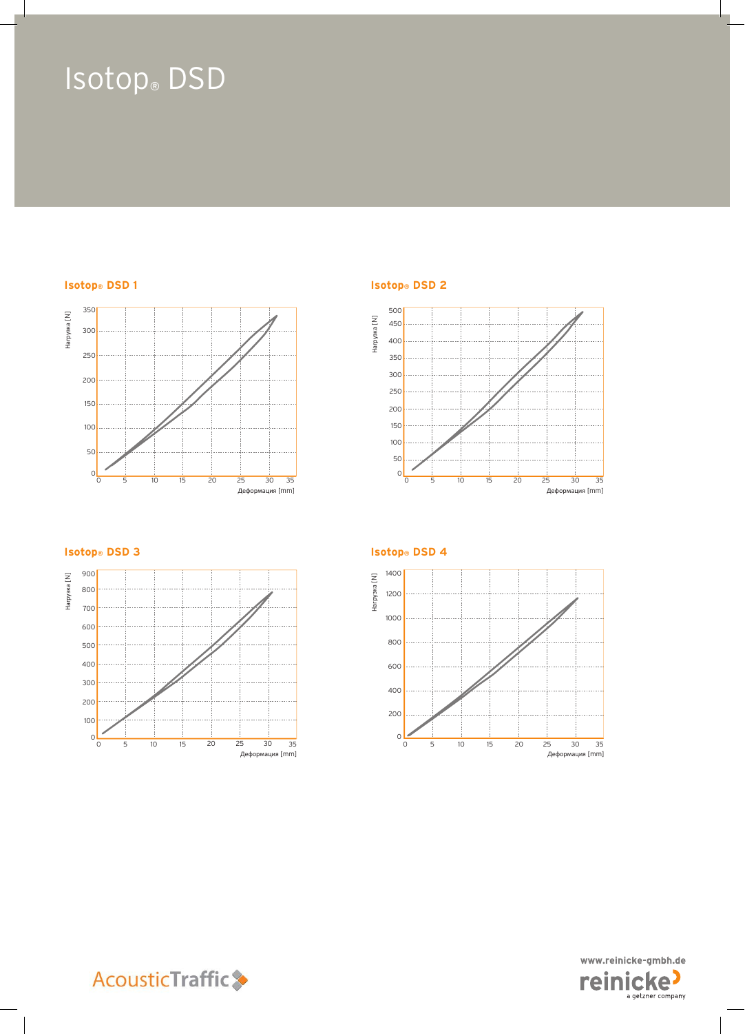# Isotop® DSD

## Isotop® DSD 1

Нагрузка [N]

Деформация [mm]

## Isotop® DSD 2

Нагрузка [N]

Деформация [mm]

## Isotop® DSD 3

Нагрузка [N]

Деформация [mm]

## Isotop® DSD 4

Нагрузка [N]

Деформация [mm]

AcousticTraffic

www.reinicke-gmbh.de

reinicke

a getzner company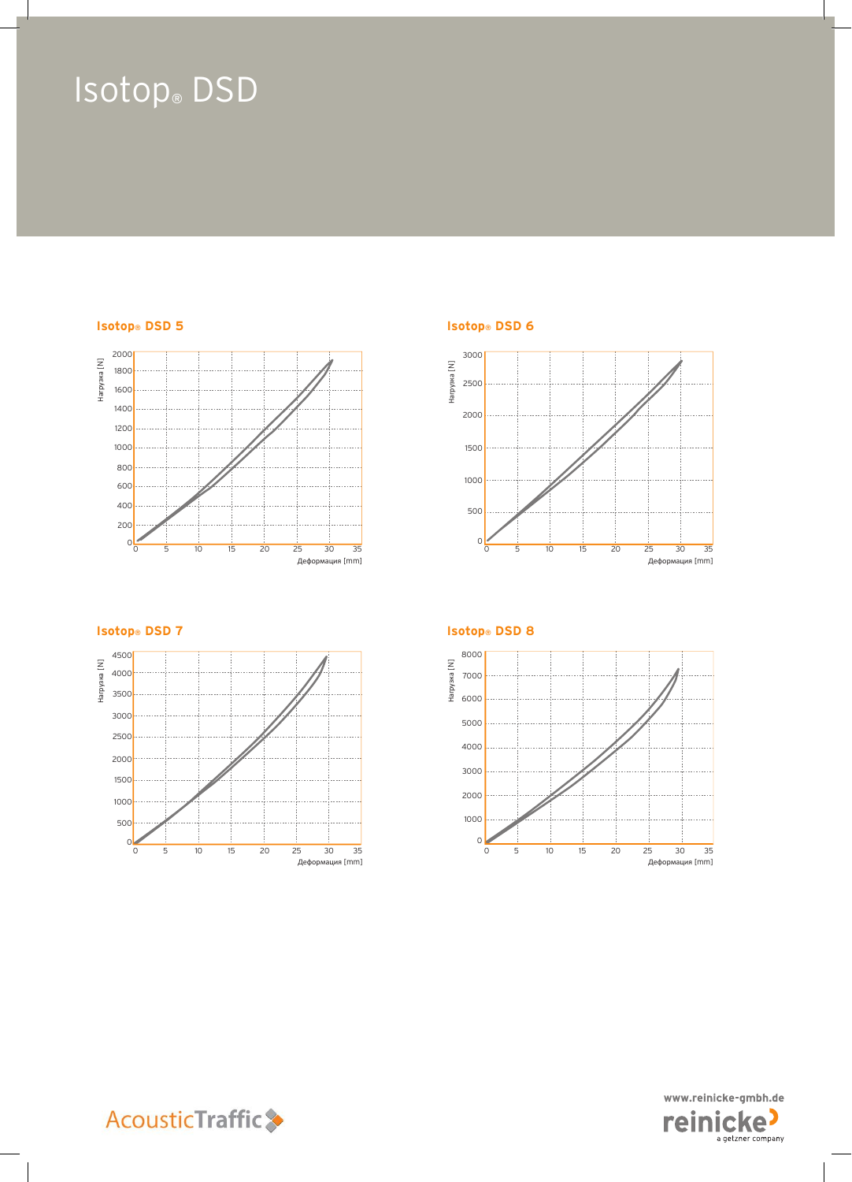# Isotop® DSD

## Isotop® DSD 5

Нагрузка [N]

Деформация [mm]

## Isotop® DSD 6

Нагрузка [N]

Деформация [mm]

## Isotop® DSD 7

Нагрузка [N]

Деформация [mm]

## Isotop® DSD 8

Нагрузка [N]

Деформация [mm]

AcousticTraffic

www.reinicke-gmbh.de

reinicke

a getzner company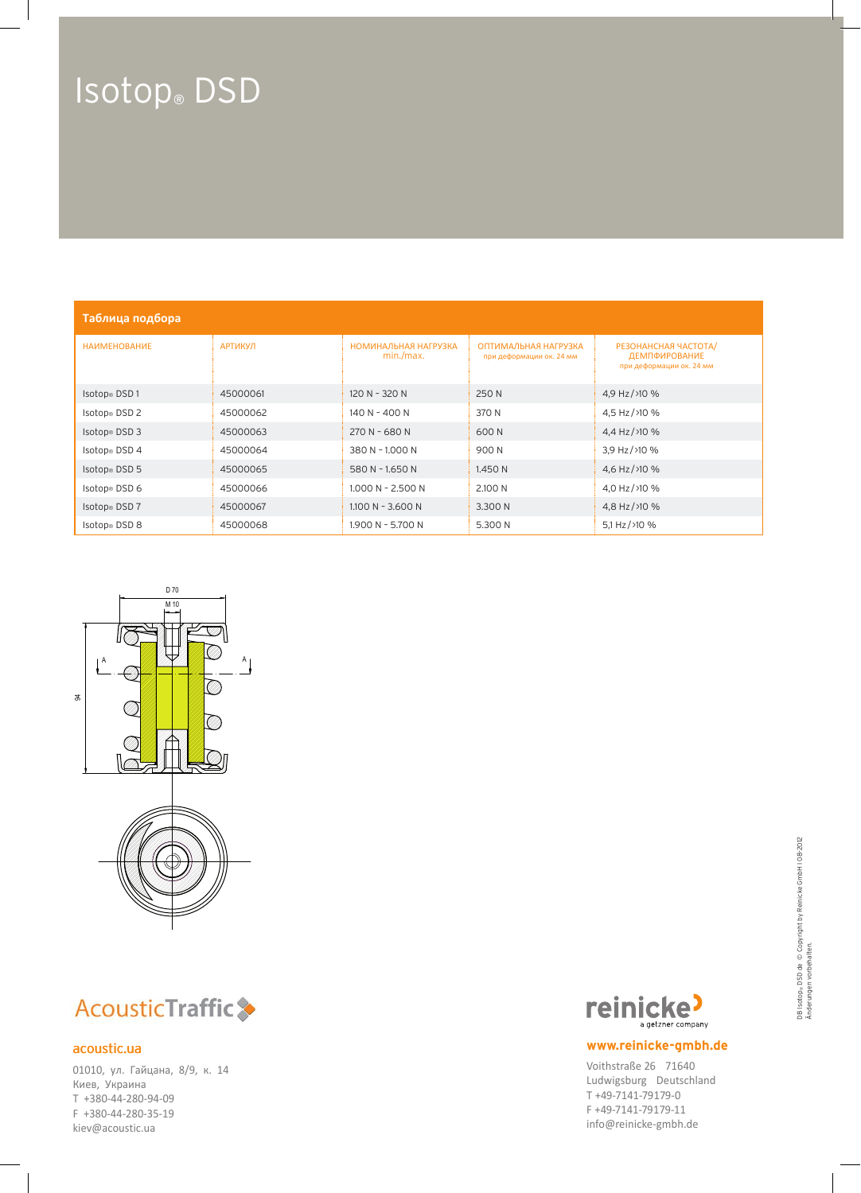# Isotop® DSD

**Таблица подбора**

| НАИМЕНОВАНИЕ | АРТИКУЛ | НОМИНАЛЬНАЯ НАГРУЗКА min./max. | ОПТИМАЛЬНАЯ НАГРУЗКА при деформации ок. 24 мм | РЕЗОНАНСНАЯ ЧАСТОТА/ ДЕМПФИРОВАНИЕ при деформации ок. 24 мм |
| --- | --- | --- | --- | --- |
| Isotop® DSD 1 | 45000061 | 120 N - 320 N | 250 N | 4,9 Hz / >10 % |
| Isotop® DSD 2 | 45000062 | 140 N - 400 N | 370 N | 4,5 Hz / >10 % |
| Isotop® DSD 3 | 45000063 | 270 N - 680 N | 600 N | 4,4 Hz / >10 % |
| Isotop® DSD 4 | 45000064 | 380 N - 1.000 N | 900 N | 3,9 Hz / >10 % |
| Isotop® DSD 5 | 45000065 | 580 N - 1.650 N | 1.450 N | 4,6 Hz / >10 % |
| Isotop® DSD 6 | 45000066 | 1.000 N - 2.500 N | 2.100 N | 4,0 Hz / >10 % |
| Isotop® DSD 7 | 45000067 | 1.100 N - 3.600 N | 3.300 N | 4,8 Hz / >10 % |
| Isotop® DSD 8 | 45000068 | 1.900 N - 5.700 N | 5.300 N | 5,1 Hz / >10 % |

D 70

M 10

A

A

94

AcousticTraffic

**acoustic.ua**

01010, ул. Гайцана, 8/9, к. 14
Киев, Украина
T +380-44-280-94-09
F +380-44-280-35-19
kiev@acoustic.ua

reinicke
a getzner company

**www.reinicke-gmbh.de**

Voithstraße 26 71640
Ludwigsburg Deutschland
T +49-7141-79179-0
F +49-7141-79179-11
info@reinicke-gmbh.de

DB Isotop® DSD de © Copyright by Reinicke GmbH | 08-2012
Änderungen vorbehalten.